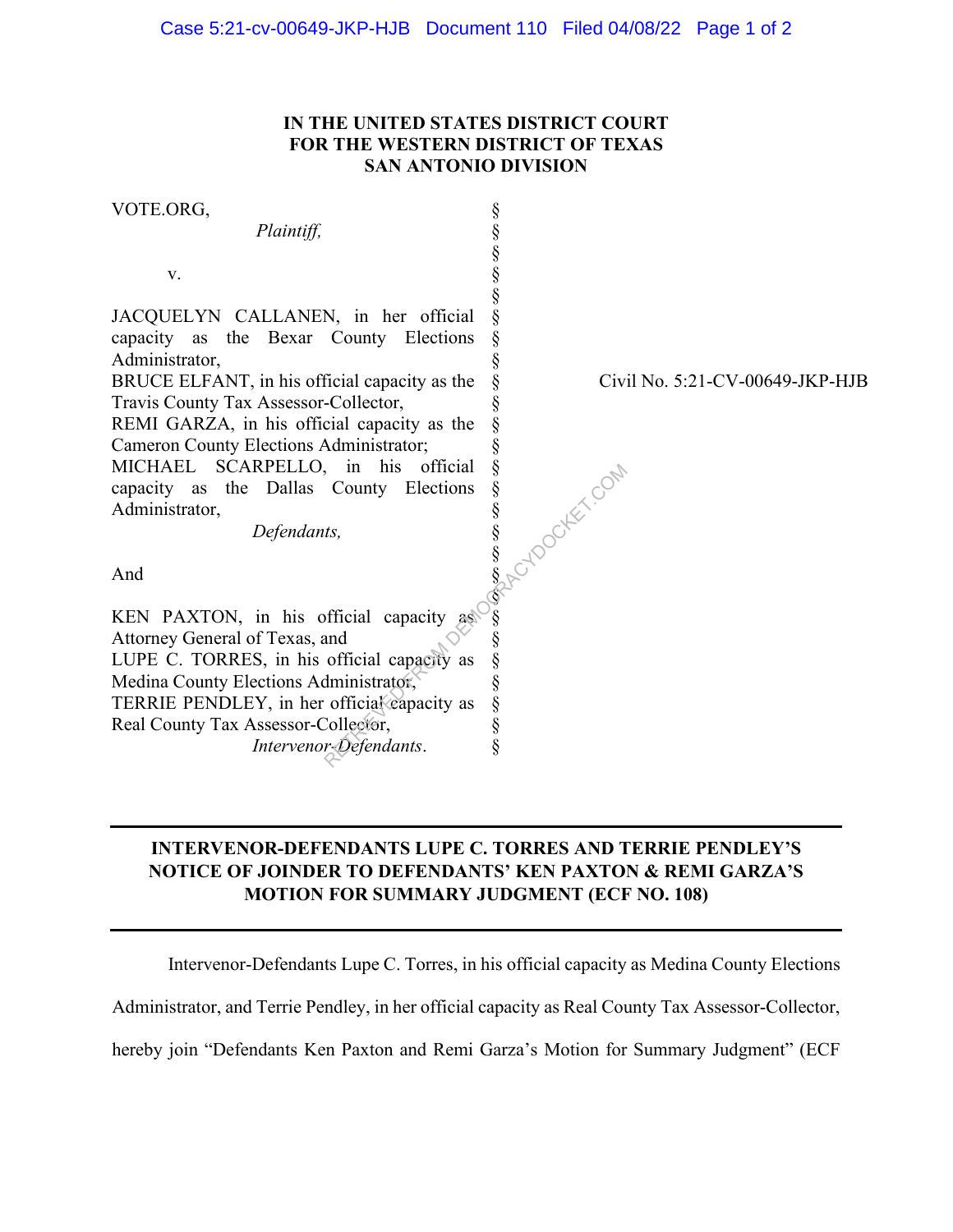# IN THE UNITED STATES DISTRICT COURT
# FOR THE WESTERN DISTRICT OF TEXAS
# SAN ANTONIO DIVISION

VOTE.ORG,

*Plaintiff,*

v.

JACQUELYN CALLANEN, in her official capacity as the Bexar County Elections Administrator,
BRUCE ELFANT, in his official capacity as the Travis County Tax Assessor-Collector,
REMI GARZA, in his official capacity as the Cameron County Elections Administrator;
MICHAEL SCARPELLO, in his official capacity as the Dallas County Elections Administrator,

*Defendants,*

And

KEN PAXTON, in his official capacity as Attorney General of Texas, and
LUPE C. TORRES, in his official capacity as Medina County Elections Administrator,
TERRIE PENDLEY, in her official capacity as Real County Tax Assessor-Collector,

*Intervenor-Defendants.*

Civil No. 5:21-CV-00649-JKP-HJB

---

**INTERVENOR-DEFENDANTS LUPE C. TORRES AND TERRIE PENDLEY'S NOTICE OF JOINDER TO DEFENDANTS' KEN PAXTON & REMI GARZA'S MOTION FOR SUMMARY JUDGMENT (ECF NO. 108)**

---

Intervenor-Defendants Lupe C. Torres, in his official capacity as Medina County Elections Administrator, and Terrie Pendley, in her official capacity as Real County Tax Assessor-Collector, hereby join "Defendants Ken Paxton and Remi Garza's Motion for Summary Judgment" (ECF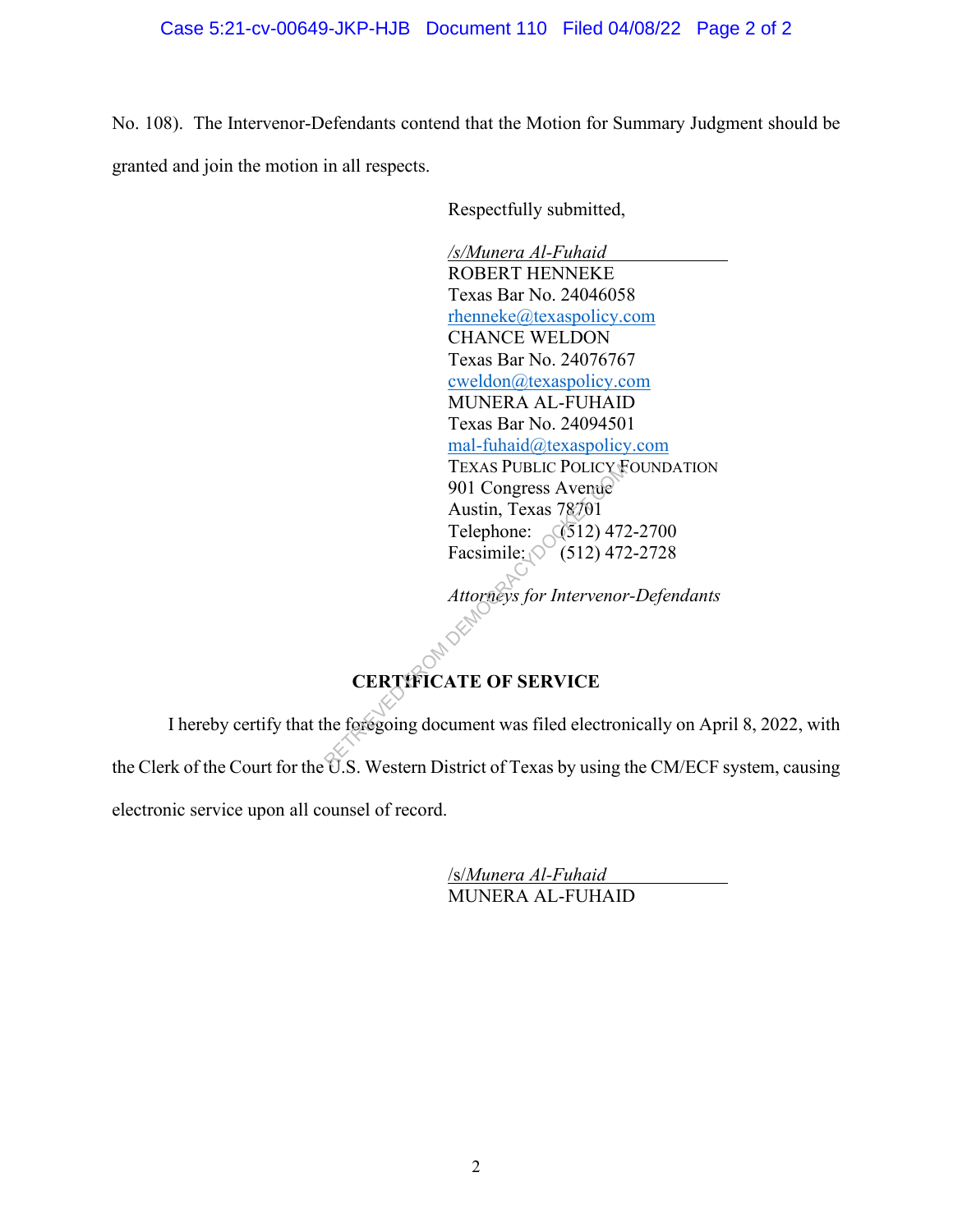No. 108). The Intervenor-Defendants contend that the Motion for Summary Judgment should be granted and join the motion in all respects.

Respectfully submitted,

*/s/Munera Al-Fuhaid*
ROBERT HENNEKE
Texas Bar No. 24046058
rhenneke@texaspolicy.com
CHANCE WELDON
Texas Bar No. 24076767
cweldon@texaspolicy.com
MUNERA AL-FUHAID
Texas Bar No. 24094501
mal-fuhaid@texaspolicy.com
TEXAS PUBLIC POLICY FOUNDATION
901 Congress Avenue
Austin, Texas 78701
Telephone: (512) 472-2700
Facsimile: (512) 472-2728

*Attorneys for Intervenor-Defendants*

**CERTIFICATE OF SERVICE**

I hereby certify that the foregoing document was filed electronically on April 8, 2022, with the Clerk of the Court for the U.S. Western District of Texas by using the CM/ECF system, causing electronic service upon all counsel of record.

/s/*Munera Al-Fuhaid*
MUNERA AL-FUHAID